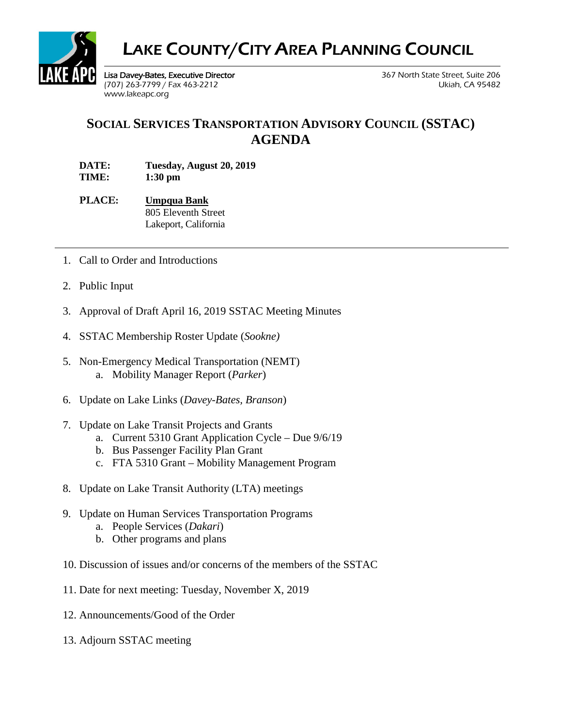# LAKE COUNTY/CITY AREA PLANNING COUNCIL

Lisa Davey-Bates, Executive Director
(707) 263-7799 / Fax 463-2212
www.lakeapc.org

367 North State Street, Suite 206
Ukiah, CA 95482

## SOCIAL SERVICES TRANSPORTATION ADVISORY COUNCIL (SSTAC) AGENDA

**DATE:** **Tuesday, August 20, 2019**
**TIME:** **1:30 pm**

**PLACE:** **Umpqua Bank**
805 Eleventh Street
Lakeport, California

---

1. Call to Order and Introductions
2. Public Input
3. Approval of Draft April 16, 2019 SSTAC Meeting Minutes
4. SSTAC Membership Roster Update (*Sookne)*
5. Non-Emergency Medical Transportation (NEMT)
   a. Mobility Manager Report (*Parker*)
6. Update on Lake Links (*Davey-Bates, Branson*)
7. Update on Lake Transit Projects and Grants
   a. Current 5310 Grant Application Cycle – Due 9/6/19
   b. Bus Passenger Facility Plan Grant
   c. FTA 5310 Grant – Mobility Management Program
8. Update on Lake Transit Authority (LTA) meetings
9. Update on Human Services Transportation Programs
   a. People Services (*Dakari*)
   b. Other programs and plans
10. Discussion of issues and/or concerns of the members of the SSTAC
11. Date for next meeting: Tuesday, November X, 2019
12. Announcements/Good of the Order
13. Adjourn SSTAC meeting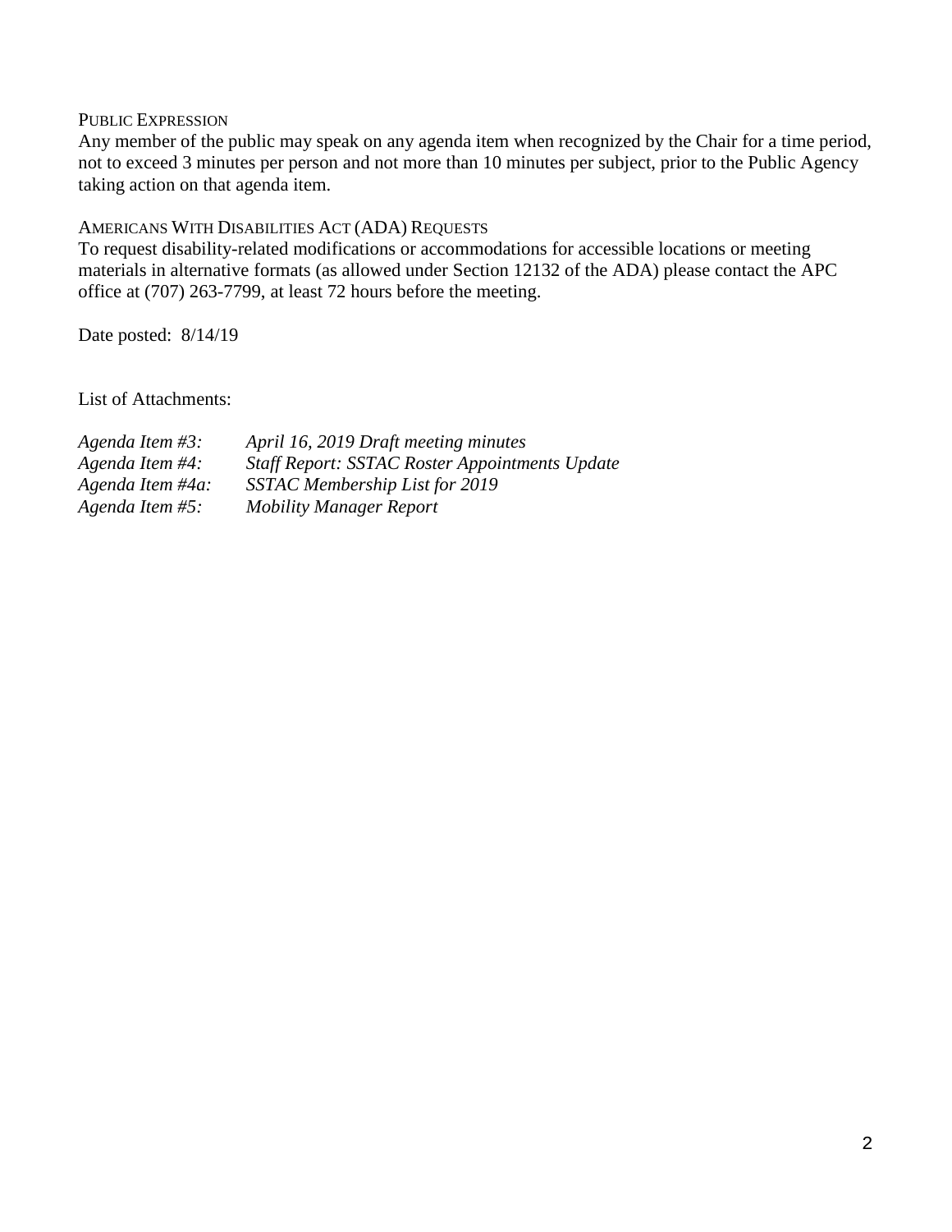PUBLIC EXPRESSION

Any member of the public may speak on any agenda item when recognized by the Chair for a time period, not to exceed 3 minutes per person and not more than 10 minutes per subject, prior to the Public Agency taking action on that agenda item.

AMERICANS WITH DISABILITIES ACT (ADA) REQUESTS

To request disability-related modifications or accommodations for accessible locations or meeting materials in alternative formats (as allowed under Section 12132 of the ADA) please contact the APC office at (707) 263-7799, at least 72 hours before the meeting.

Date posted: 8/14/19

List of Attachments:

| | |
|---|---|
| *Agenda Item #3:* | *April 16, 2019 Draft meeting minutes* |
| *Agenda Item #4:* | *Staff Report: SSTAC Roster Appointments Update* |
| *Agenda Item #4a:* | *SSTAC Membership List for 2019* |
| *Agenda Item #5:* | *Mobility Manager Report* |